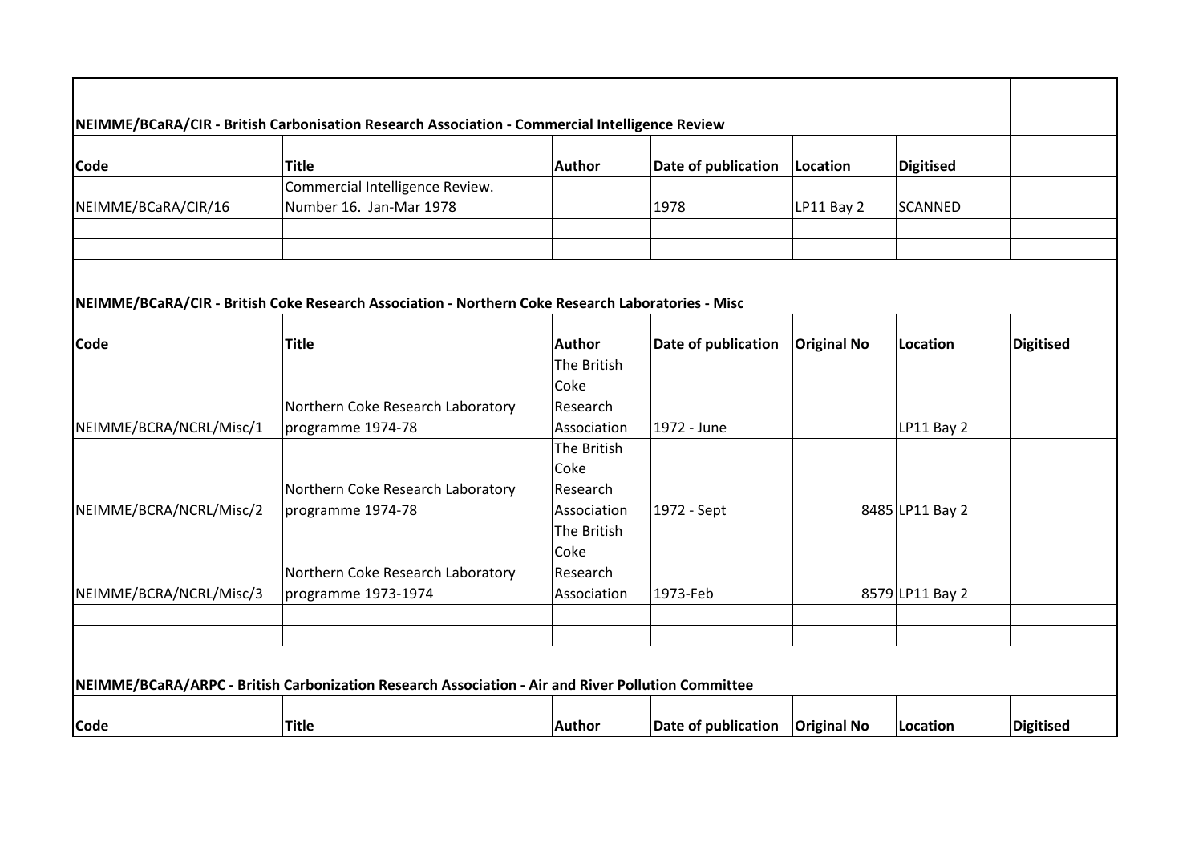## NEIMME/BCaRA/CIR - British Carbonisation Research Association - Commercial Intelligence Review

| Code | Title | Author | Date of publication | Location | Digitised | |
|---|---|---|---|---|---|---|
| NEIMME/BCaRA/CIR/16 | Commercial Intelligence Review. Number 16. Jan-Mar 1978 | | 1978 | LP11 Bay 2 | SCANNED | |
| | | | | | | |
| | | | | | | |

## NEIMME/BCaRA/CIR - British Coke Research Association - Northern Coke Research Laboratories - Misc

| Code | Title | Author | Date of publication | Original No | Location | Digitised |
|---|---|---|---|---|---|---|
| NEIMME/BCRA/NCRL/Misc/1 | Northern Coke Research Laboratory programme 1974-78 | The British Coke Research Association | 1972 - June | | LP11 Bay 2 | |
| NEIMME/BCRA/NCRL/Misc/2 | Northern Coke Research Laboratory programme 1974-78 | The British Coke Research Association | 1972 - Sept | 8485 | LP11 Bay 2 | |
| NEIMME/BCRA/NCRL/Misc/3 | Northern Coke Research Laboratory programme 1973-1974 | The British Coke Research Association | 1973-Feb | 8579 | LP11 Bay 2 | |
| | | | | | | |
| | | | | | | |

## NEIMME/BCaRA/ARPC - British Carbonization Research Association - Air and River Pollution Committee

| Code | Title | Author | Date of publication | Original No | Location | Digitised |
|---|---|---|---|---|---|---|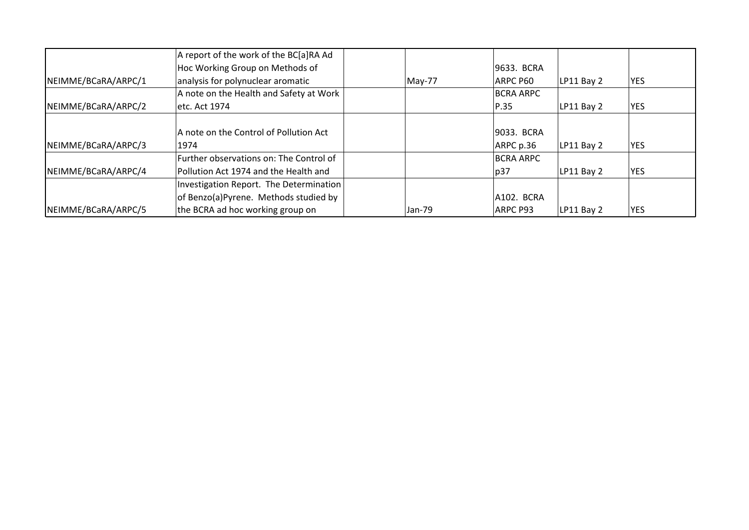| | | | | | | |
|---|---|---|---|---|---|---|
| NEIMME/BCaRA/ARPC/1 | A report of the work of the BC[a]RA Ad Hoc Working Group on Methods of analysis for polynuclear aromatic | | May-77 | 9633. BCRA ARPC P60 | LP11 Bay 2 | YES |
| NEIMME/BCaRA/ARPC/2 | A note on the Health and Safety at Work etc. Act 1974 | | | BCRA ARPC P.35 | LP11 Bay 2 | YES |
| NEIMME/BCaRA/ARPC/3 | A note on the Control of Pollution Act 1974 | | | 9033. BCRA ARPC p.36 | LP11 Bay 2 | YES |
| NEIMME/BCaRA/ARPC/4 | Further observations on: The Control of Pollution Act 1974 and the Health and | | | BCRA ARPC p37 | LP11 Bay 2 | YES |
| NEIMME/BCaRA/ARPC/5 | Investigation Report. The Determination of Benzo(a)Pyrene. Methods studied by the BCRA ad hoc working group on | | Jan-79 | A102. BCRA ARPC P93 | LP11 Bay 2 | YES |